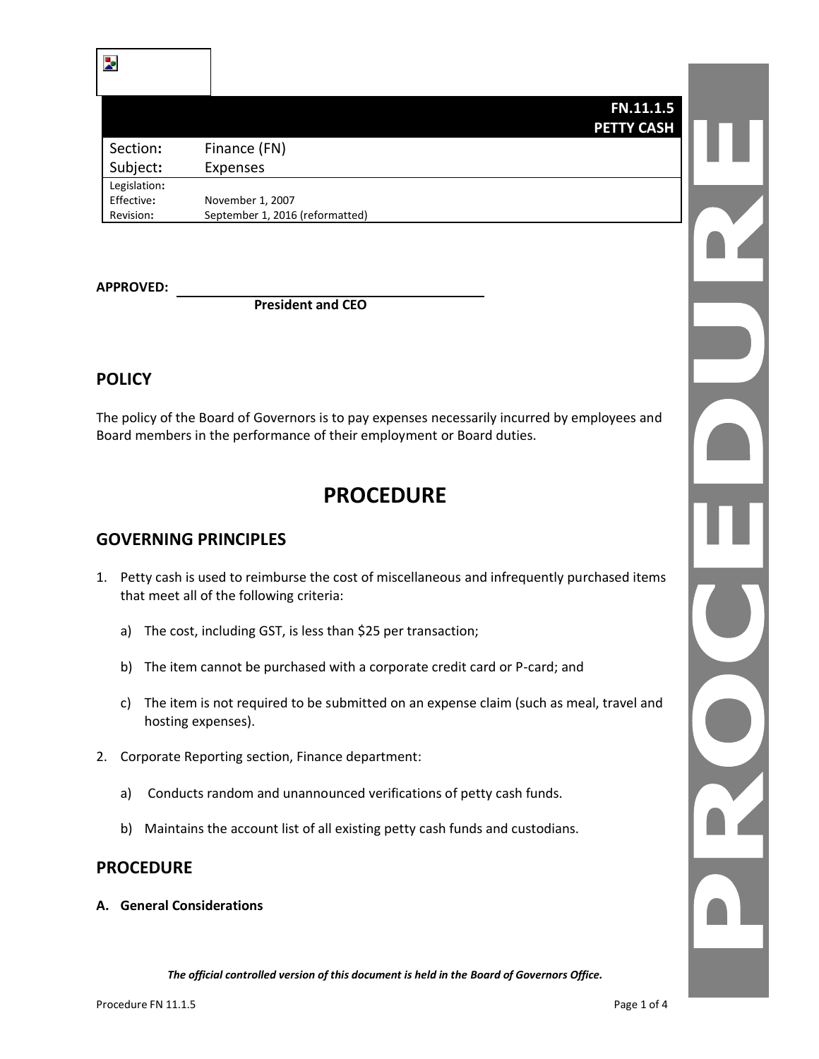| | FN.11.1.5 PETTY CASH |
|---|---|
| Section: | Finance (FN) |
| Subject: | Expenses |
| Legislation: | |
| Effective: | November 1, 2007 |
| Revision: | September 1, 2016 (reformatted) |

**APPROVED:** ______________________________
**President and CEO**

## POLICY

The policy of the Board of Governors is to pay expenses necessarily incurred by employees and Board members in the performance of their employment or Board duties.

# PROCEDURE

## GOVERNING PRINCIPLES

1. Petty cash is used to reimburse the cost of miscellaneous and infrequently purchased items that meet all of the following criteria:

   a) The cost, including GST, is less than $25 per transaction;

   b) The item cannot be purchased with a corporate credit card or P-card; and

   c) The item is not required to be submitted on an expense claim (such as meal, travel and hosting expenses).

2. Corporate Reporting section, Finance department:

   a) Conducts random and unannounced verifications of petty cash funds.

   b) Maintains the account list of all existing petty cash funds and custodians.

## PROCEDURE

**A. General Considerations**

*The official controlled version of this document is held in the Board of Governors Office.*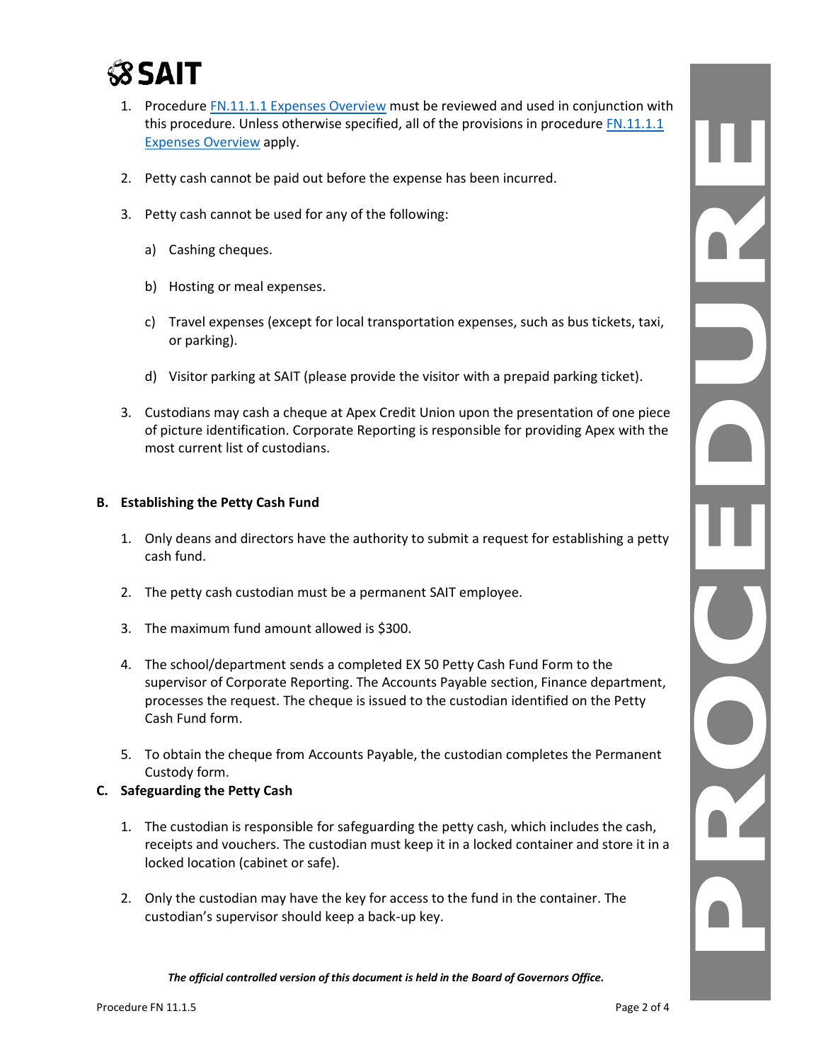1. Procedure [FN.11.1.1 Expenses Overview]() must be reviewed and used in conjunction with this procedure. Unless otherwise specified, all of the provisions in procedure [FN.11.1.1 Expenses Overview]() apply.

2. Petty cash cannot be paid out before the expense has been incurred.

3. Petty cash cannot be used for any of the following:

   a) Cashing cheques.

   b) Hosting or meal expenses.

   c) Travel expenses (except for local transportation expenses, such as bus tickets, taxi, or parking).

   d) Visitor parking at SAIT (please provide the visitor with a prepaid parking ticket).

3. Custodians may cash a cheque at Apex Credit Union upon the presentation of one piece of picture identification. Corporate Reporting is responsible for providing Apex with the most current list of custodians.

**B. Establishing the Petty Cash Fund**

1. Only deans and directors have the authority to submit a request for establishing a petty cash fund.

2. The petty cash custodian must be a permanent SAIT employee.

3. The maximum fund amount allowed is $300.

4. The school/department sends a completed EX 50 Petty Cash Fund Form to the supervisor of Corporate Reporting. The Accounts Payable section, Finance department, processes the request. The cheque is issued to the custodian identified on the Petty Cash Fund form.

5. To obtain the cheque from Accounts Payable, the custodian completes the Permanent Custody form.

**C. Safeguarding the Petty Cash**

1. The custodian is responsible for safeguarding the petty cash, which includes the cash, receipts and vouchers. The custodian must keep it in a locked container and store it in a locked location (cabinet or safe).

2. Only the custodian may have the key for access to the fund in the container. The custodian's supervisor should keep a back-up key.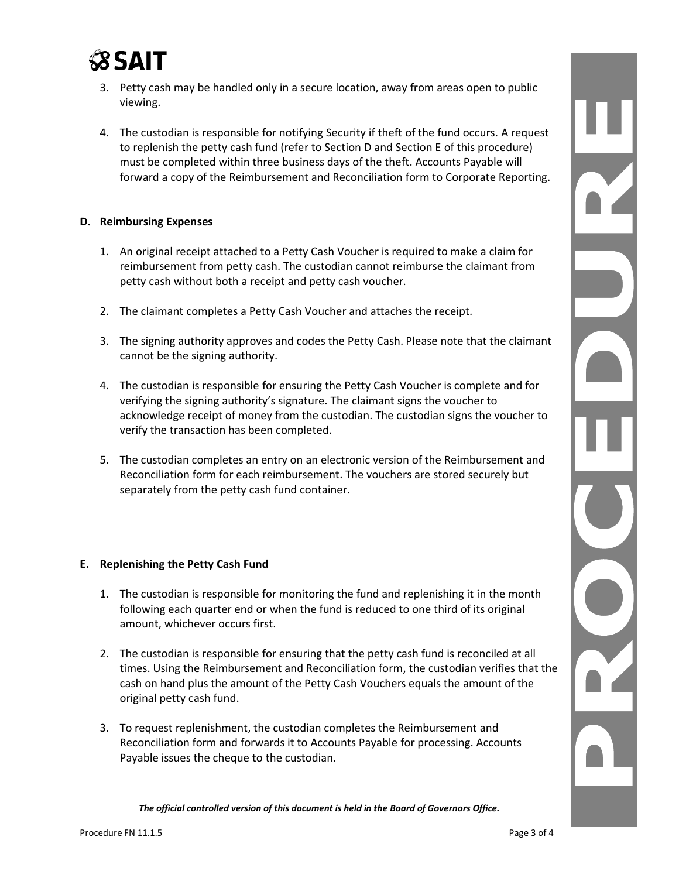3. Petty cash may be handled only in a secure location, away from areas open to public viewing.

4. The custodian is responsible for notifying Security if theft of the fund occurs. A request to replenish the petty cash fund (refer to Section D and Section E of this procedure) must be completed within three business days of the theft. Accounts Payable will forward a copy of the Reimbursement and Reconciliation form to Corporate Reporting.

**D. Reimbursing Expenses**

1. An original receipt attached to a Petty Cash Voucher is required to make a claim for reimbursement from petty cash. The custodian cannot reimburse the claimant from petty cash without both a receipt and petty cash voucher.

2. The claimant completes a Petty Cash Voucher and attaches the receipt.

3. The signing authority approves and codes the Petty Cash. Please note that the claimant cannot be the signing authority.

4. The custodian is responsible for ensuring the Petty Cash Voucher is complete and for verifying the signing authority's signature. The claimant signs the voucher to acknowledge receipt of money from the custodian. The custodian signs the voucher to verify the transaction has been completed.

5. The custodian completes an entry on an electronic version of the Reimbursement and Reconciliation form for each reimbursement. The vouchers are stored securely but separately from the petty cash fund container.

**E. Replenishing the Petty Cash Fund**

1. The custodian is responsible for monitoring the fund and replenishing it in the month following each quarter end or when the fund is reduced to one third of its original amount, whichever occurs first.

2. The custodian is responsible for ensuring that the petty cash fund is reconciled at all times. Using the Reimbursement and Reconciliation form, the custodian verifies that the cash on hand plus the amount of the Petty Cash Vouchers equals the amount of the original petty cash fund.

3. To request replenishment, the custodian completes the Reimbursement and Reconciliation form and forwards it to Accounts Payable for processing. Accounts Payable issues the cheque to the custodian.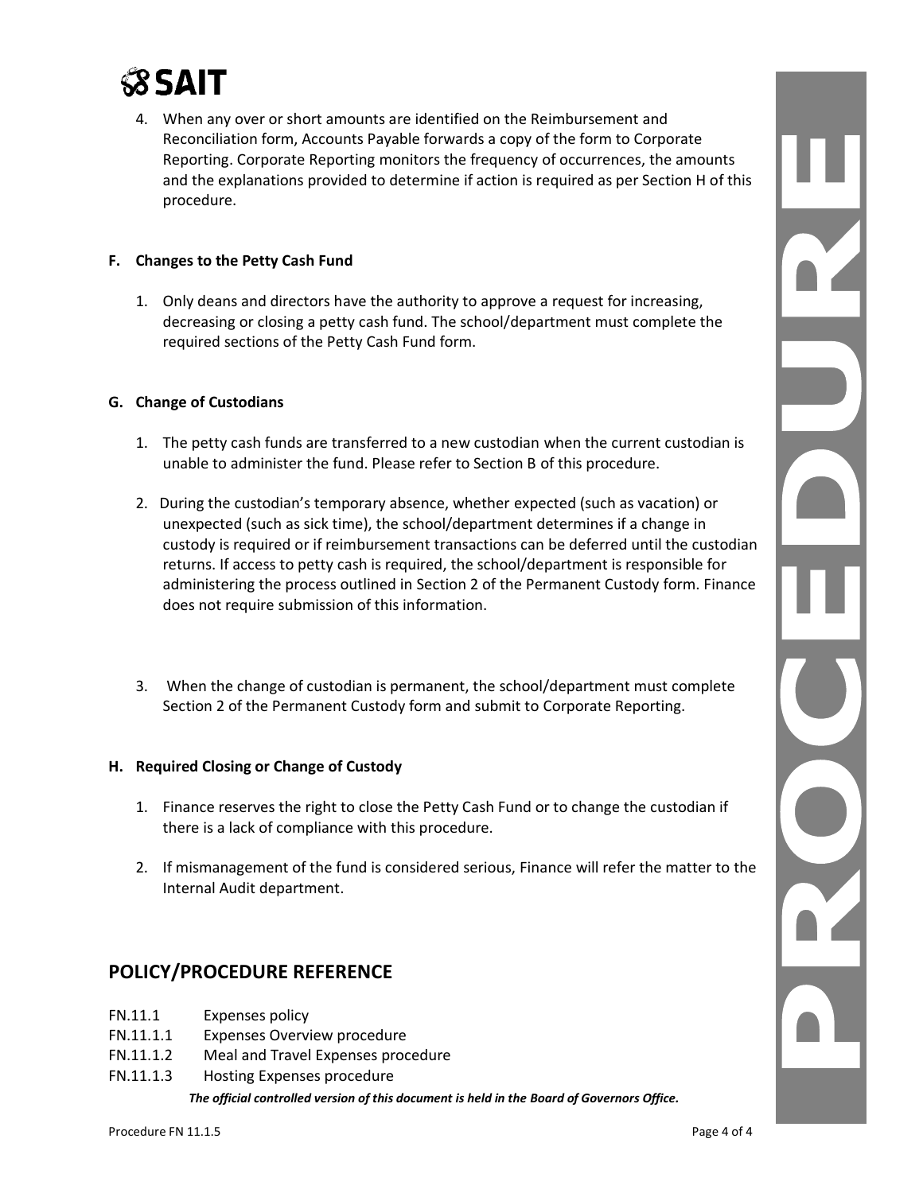4. When any over or short amounts are identified on the Reimbursement and Reconciliation form, Accounts Payable forwards a copy of the form to Corporate Reporting. Corporate Reporting monitors the frequency of occurrences, the amounts and the explanations provided to determine if action is required as per Section H of this procedure.

**F. Changes to the Petty Cash Fund**

1. Only deans and directors have the authority to approve a request for increasing, decreasing or closing a petty cash fund. The school/department must complete the required sections of the Petty Cash Fund form.

**G. Change of Custodians**

1. The petty cash funds are transferred to a new custodian when the current custodian is unable to administer the fund. Please refer to Section B of this procedure.

2. During the custodian's temporary absence, whether expected (such as vacation) or unexpected (such as sick time), the school/department determines if a change in custody is required or if reimbursement transactions can be deferred until the custodian returns. If access to petty cash is required, the school/department is responsible for administering the process outlined in Section 2 of the Permanent Custody form. Finance does not require submission of this information.

3. When the change of custodian is permanent, the school/department must complete Section 2 of the Permanent Custody form and submit to Corporate Reporting.

**H. Required Closing or Change of Custody**

1. Finance reserves the right to close the Petty Cash Fund or to change the custodian if there is a lack of compliance with this procedure.

2. If mismanagement of the fund is considered serious, Finance will refer the matter to the Internal Audit department.

## POLICY/PROCEDURE REFERENCE

FN.11.1 Expenses policy
FN.11.1.1 Expenses Overview procedure
FN.11.1.2 Meal and Travel Expenses procedure
FN.11.1.3 Hosting Expenses procedure

*The official controlled version of this document is held in the Board of Governors Office.*